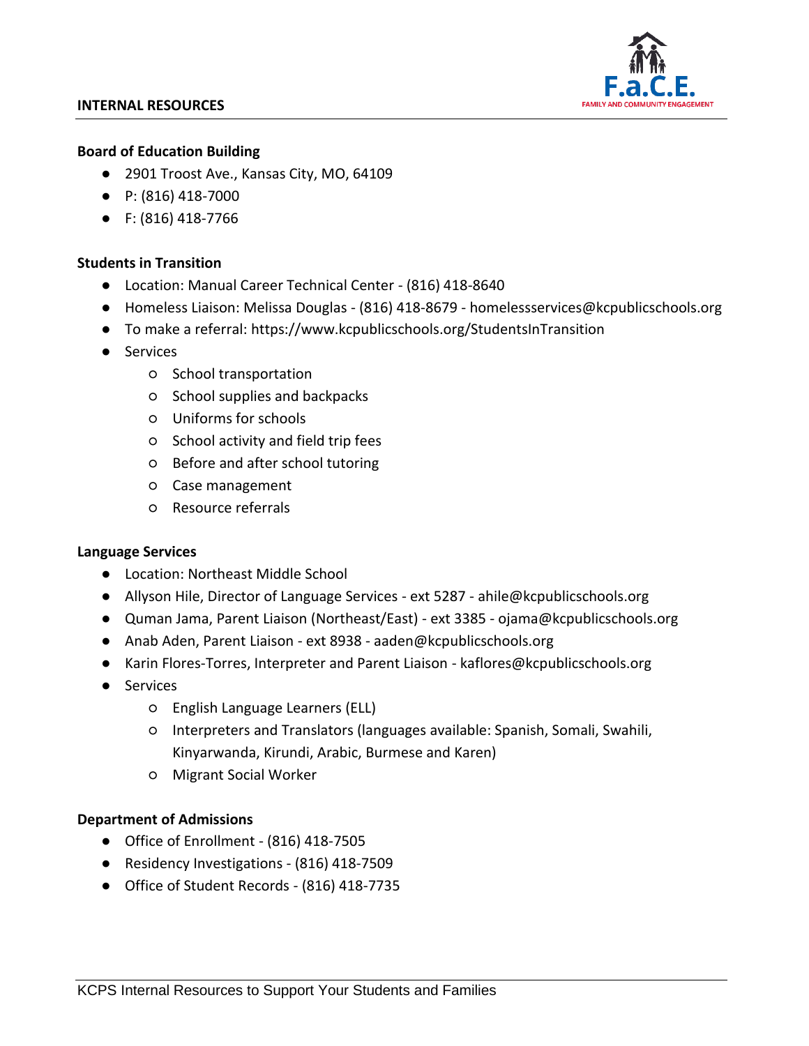## INTERNAL RESOURCES

### Board of Education Building

- 2901 Troost Ave., Kansas City, MO, 64109
- P: (816) 418-7000
- F: (816) 418-7766

### Students in Transition

- Location: Manual Career Technical Center - (816) 418-8640
- Homeless Liaison: Melissa Douglas - (816) 418-8679 - homelessservices@kcpublicschools.org
- To make a referral: https://www.kcpublicschools.org/StudentsInTransition
- Services
  - School transportation
  - School supplies and backpacks
  - Uniforms for schools
  - School activity and field trip fees
  - Before and after school tutoring
  - Case management
  - Resource referrals

### Language Services

- Location: Northeast Middle School
- Allyson Hile, Director of Language Services - ext 5287 - ahile@kcpublicschools.org
- Quman Jama, Parent Liaison (Northeast/East) - ext 3385 - ojama@kcpublicschools.org
- Anab Aden, Parent Liaison - ext 8938 - aaden@kcpublicschools.org
- Karin Flores-Torres, Interpreter and Parent Liaison - kaflores@kcpublicschools.org
- Services
  - English Language Learners (ELL)
  - Interpreters and Translators (languages available: Spanish, Somali, Swahili, Kinyarwanda, Kirundi, Arabic, Burmese and Karen)
  - Migrant Social Worker

### Department of Admissions

- Office of Enrollment - (816) 418-7505
- Residency Investigations - (816) 418-7509
- Office of Student Records - (816) 418-7735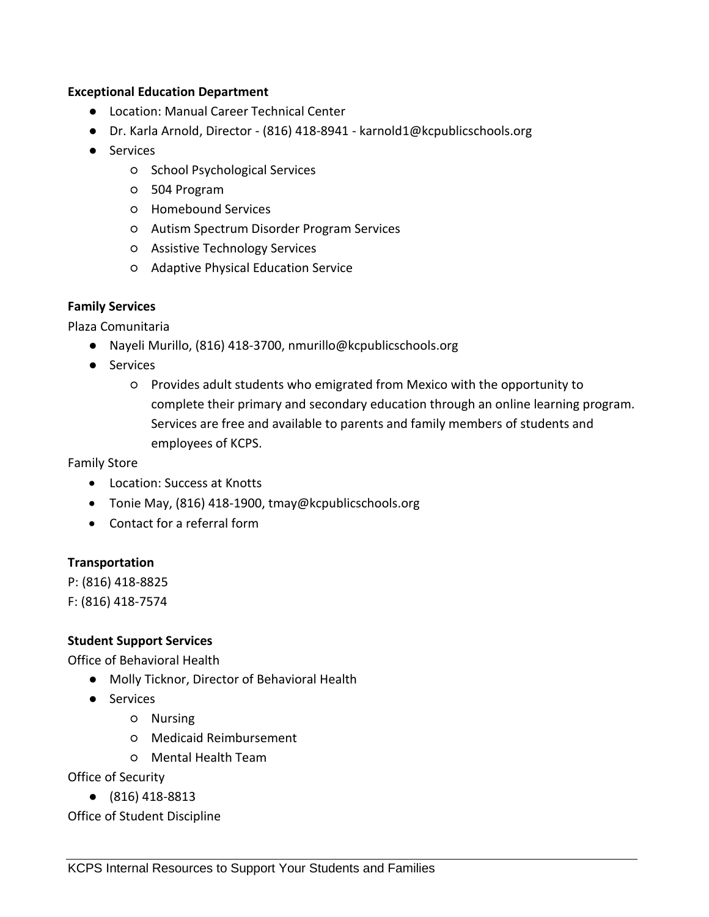**Exceptional Education Department**

- Location: Manual Career Technical Center
- Dr. Karla Arnold, Director - (816) 418-8941 - karnold1@kcpublicschools.org
- Services
  - School Psychological Services
  - 504 Program
  - Homebound Services
  - Autism Spectrum Disorder Program Services
  - Assistive Technology Services
  - Adaptive Physical Education Service

**Family Services**

Plaza Comunitaria

- Nayeli Murillo, (816) 418-3700, nmurillo@kcpublicschools.org
- Services
  - Provides adult students who emigrated from Mexico with the opportunity to complete their primary and secondary education through an online learning program. Services are free and available to parents and family members of students and employees of KCPS.

Family Store

- Location: Success at Knotts
- Tonie May, (816) 418-1900, tmay@kcpublicschools.org
- Contact for a referral form

**Transportation**

P: (816) 418-8825
F: (816) 418-7574

**Student Support Services**

Office of Behavioral Health

- Molly Ticknor, Director of Behavioral Health
- Services
  - Nursing
  - Medicaid Reimbursement
  - Mental Health Team

Office of Security

- (816) 418-8813

Office of Student Discipline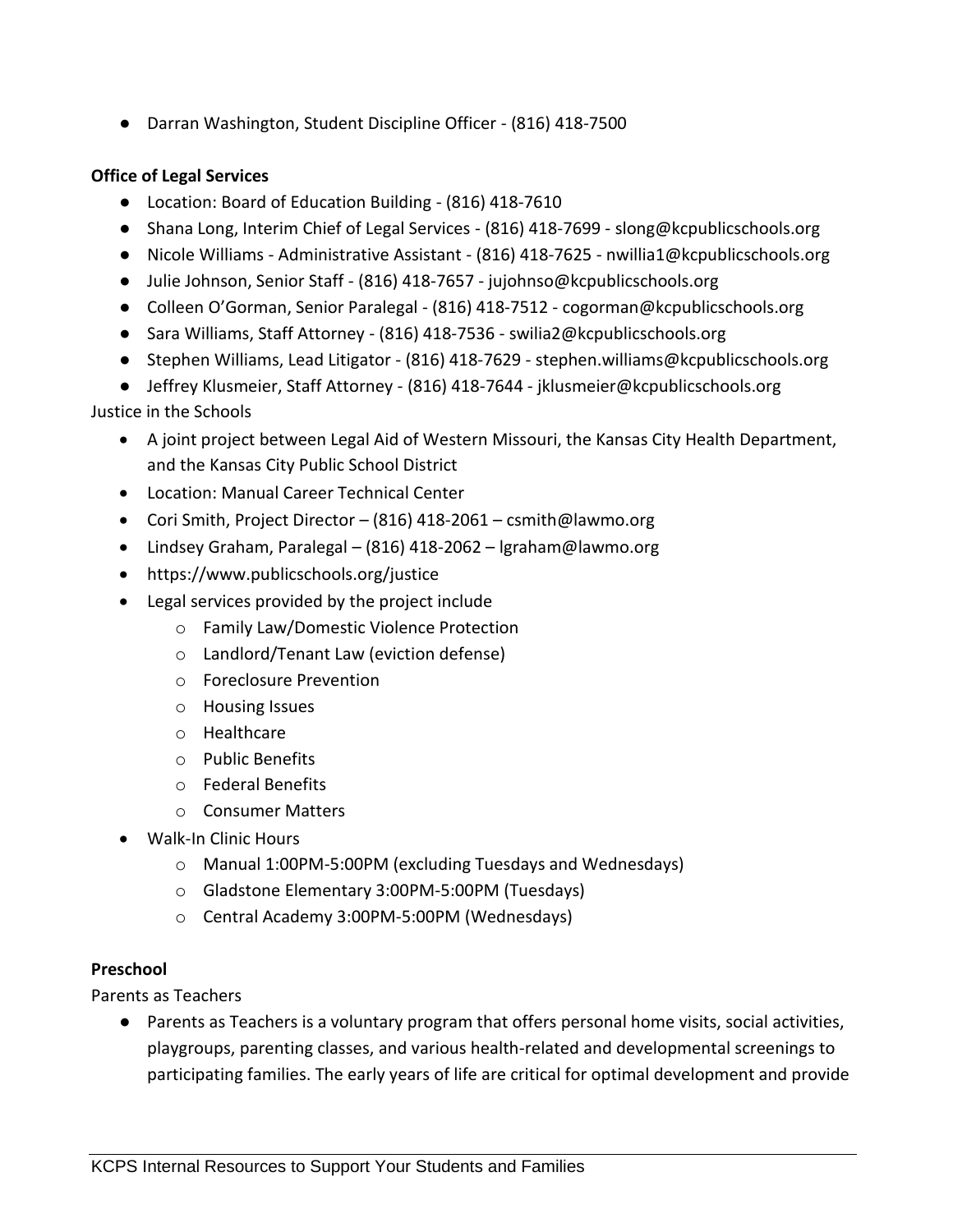- Darran Washington, Student Discipline Officer - (816) 418-7500

**Office of Legal Services**

- Location: Board of Education Building - (816) 418-7610
- Shana Long, Interim Chief of Legal Services - (816) 418-7699 - slong@kcpublicschools.org
- Nicole Williams - Administrative Assistant - (816) 418-7625 - nwillia1@kcpublicschools.org
- Julie Johnson, Senior Staff - (816) 418-7657 - jujohnso@kcpublicschools.org
- Colleen O'Gorman, Senior Paralegal - (816) 418-7512 - cogorman@kcpublicschools.org
- Sara Williams, Staff Attorney - (816) 418-7536 - swilia2@kcpublicschools.org
- Stephen Williams, Lead Litigator - (816) 418-7629 - stephen.williams@kcpublicschools.org
- Jeffrey Klusmeier, Staff Attorney - (816) 418-7644 - jklusmeier@kcpublicschools.org

Justice in the Schools

- A joint project between Legal Aid of Western Missouri, the Kansas City Health Department, and the Kansas City Public School District
- Location: Manual Career Technical Center
- Cori Smith, Project Director – (816) 418-2061 – csmith@lawmo.org
- Lindsey Graham, Paralegal – (816) 418-2062 – lgraham@lawmo.org
- https://www.publicschools.org/justice
- Legal services provided by the project include
  - Family Law/Domestic Violence Protection
  - Landlord/Tenant Law (eviction defense)
  - Foreclosure Prevention
  - Housing Issues
  - Healthcare
  - Public Benefits
  - Federal Benefits
  - Consumer Matters
- Walk-In Clinic Hours
  - Manual 1:00PM-5:00PM (excluding Tuesdays and Wednesdays)
  - Gladstone Elementary 3:00PM-5:00PM (Tuesdays)
  - Central Academy 3:00PM-5:00PM (Wednesdays)

**Preschool**

Parents as Teachers

- Parents as Teachers is a voluntary program that offers personal home visits, social activities, playgroups, parenting classes, and various health-related and developmental screenings to participating families. The early years of life are critical for optimal development and provide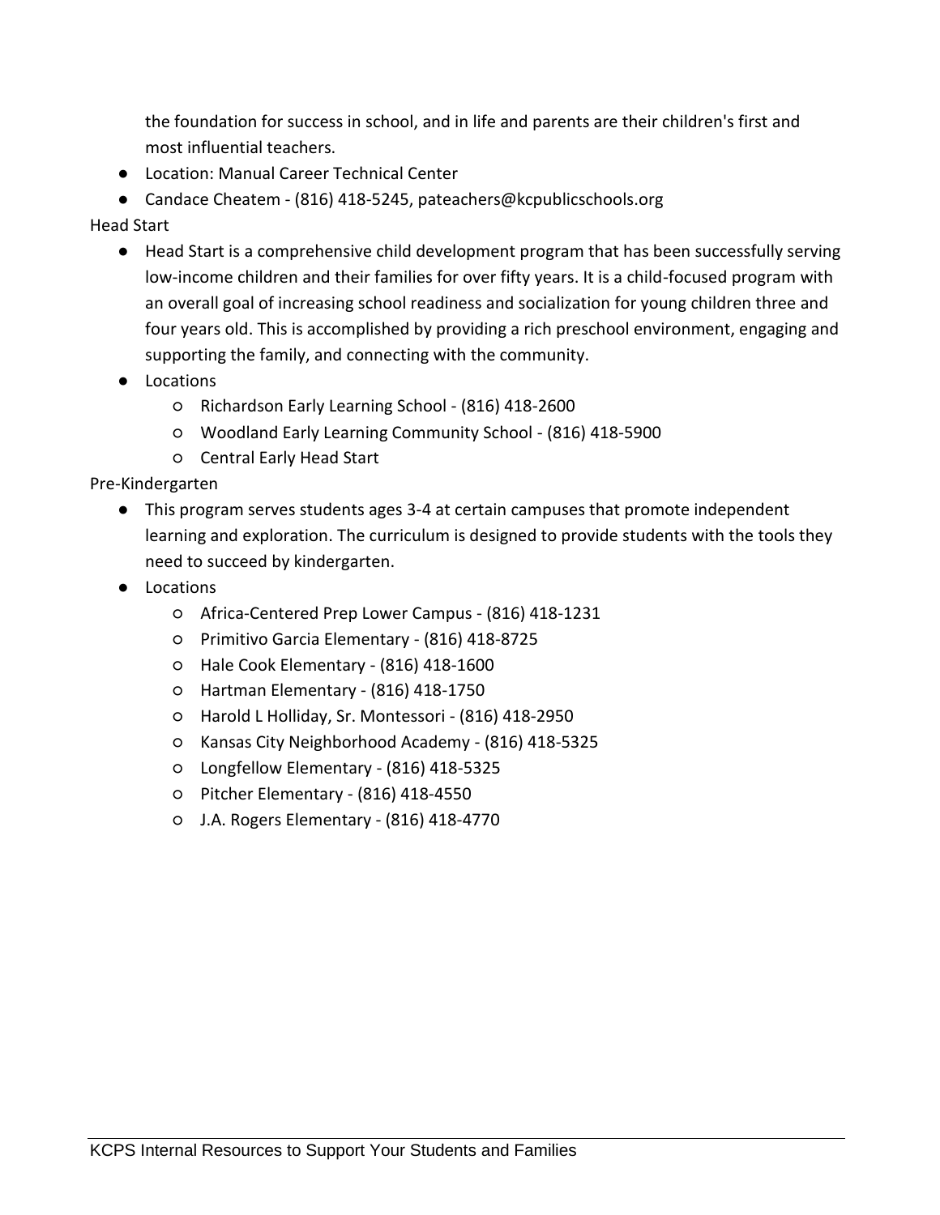the foundation for success in school, and in life and parents are their children's first and most influential teachers.

- Location: Manual Career Technical Center
- Candace Cheatem - (816) 418-5245, pateachers@kcpublicschools.org

Head Start

- Head Start is a comprehensive child development program that has been successfully serving low-income children and their families for over fifty years. It is a child-focused program with an overall goal of increasing school readiness and socialization for young children three and four years old. This is accomplished by providing a rich preschool environment, engaging and supporting the family, and connecting with the community.
- Locations
  - Richardson Early Learning School - (816) 418-2600
  - Woodland Early Learning Community School - (816) 418-5900
  - Central Early Head Start

Pre-Kindergarten

- This program serves students ages 3-4 at certain campuses that promote independent learning and exploration. The curriculum is designed to provide students with the tools they need to succeed by kindergarten.
- Locations
  - Africa-Centered Prep Lower Campus - (816) 418-1231
  - Primitivo Garcia Elementary - (816) 418-8725
  - Hale Cook Elementary - (816) 418-1600
  - Hartman Elementary - (816) 418-1750
  - Harold L Holliday, Sr. Montessori - (816) 418-2950
  - Kansas City Neighborhood Academy - (816) 418-5325
  - Longfellow Elementary - (816) 418-5325
  - Pitcher Elementary - (816) 418-4550
  - J.A. Rogers Elementary - (816) 418-4770